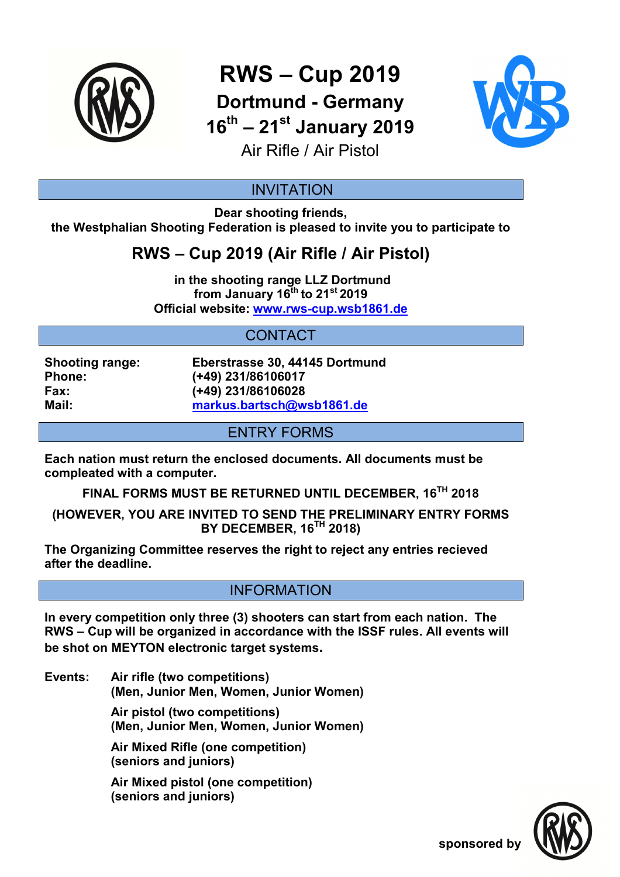# RWS – Cup 2019

## Dortmund - Germany

## 16th – 21st January 2019

Air Rifle / Air Pistol

## INVITATION

**Dear shooting friends,**
**the Westphalian Shooting Federation is pleased to invite you to participate to**

## RWS – Cup 2019 (Air Rifle / Air Pistol)

**in the shooting range LLZ Dortmund**
**from January 16th to 21st 2019**
**Official website: [www.rws-cup.wsb1861.de](www.rws-cup.wsb1861.de)**

## CONTACT

| | |
|---|---|
| **Shooting range:** | **Eberstrasse 30, 44145 Dortmund** |
| **Phone:** | **(+49) 231/86106017** |
| **Fax:** | **(+49) 231/86106028** |
| **Mail:** | **[markus.bartsch@wsb1861.de](mailto:markus.bartsch@wsb1861.de)** |

## ENTRY FORMS

**Each nation must return the enclosed documents. All documents must be compleated with a computer.**

**FINAL FORMS MUST BE RETURNED UNTIL DECEMBER, 16TH 2018**

**(HOWEVER, YOU ARE INVITED TO SEND THE PRELIMINARY ENTRY FORMS BY DECEMBER, 16TH 2018)**

**The Organizing Committee reserves the right to reject any entries recieved after the deadline.**

## INFORMATION

**In every competition only three (3) shooters can start from each nation. The RWS – Cup will be organized in accordance with the ISSF rules. All events will be shot on MEYTON electronic target systems.**

**Events:**

**Air rifle (two competitions)**
**(Men, Junior Men, Women, Junior Women)**

**Air pistol (two competitions)**
**(Men, Junior Men, Women, Junior Women)**

**Air Mixed Rifle (one competition)**
**(seniors and juniors)**

**Air Mixed pistol (one competition)**
**(seniors and juniors)**

**sponsored by**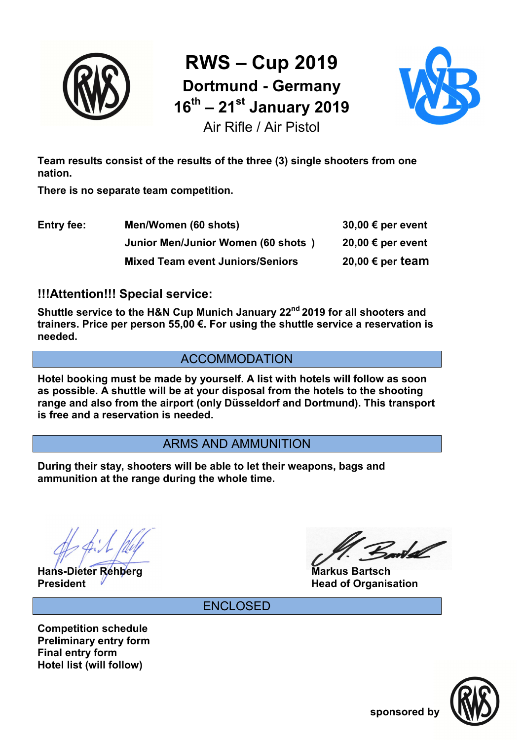# RWS – Cup 2019

## Dortmund - Germany

## 16th – 21st January 2019

Air Rifle / Air Pistol

**Team results consist of the results of the three (3) single shooters from one nation.**

**There is no separate team competition.**

| | | |
|---|---|---|
| **Entry fee:** | **Men/Women (60 shots)** | **30,00 € per event** |
| | **Junior Men/Junior Women (60 shots )** | **20,00 € per event** |
| | **Mixed Team event Juniors/Seniors** | **20,00 € per team** |

### !!!Attention!!! Special service:

**Shuttle service to the H&N Cup Munich January 22nd 2019 for all shooters and trainers. Price per person 55,00 €. For using the shuttle service a reservation is needed.**

## ACCOMMODATION

**Hotel booking must be made by yourself. A list with hotels will follow as soon as possible. A shuttle will be at your disposal from the hotels to the shooting range and also from the airport (only Düsseldorf and Dortmund). This transport is free and a reservation is needed.**

## ARMS AND AMMUNITION

**During their stay, shooters will be able to let their weapons, bags and ammunition at the range during the whole time.**

**Hans-Dieter Rehberg**
**President**

**Markus Bartsch**
**Head of Organisation**

## ENCLOSED

**Competition schedule**
**Preliminary entry form**
**Final entry form**
**Hotel list (will follow)**

**sponsored by**